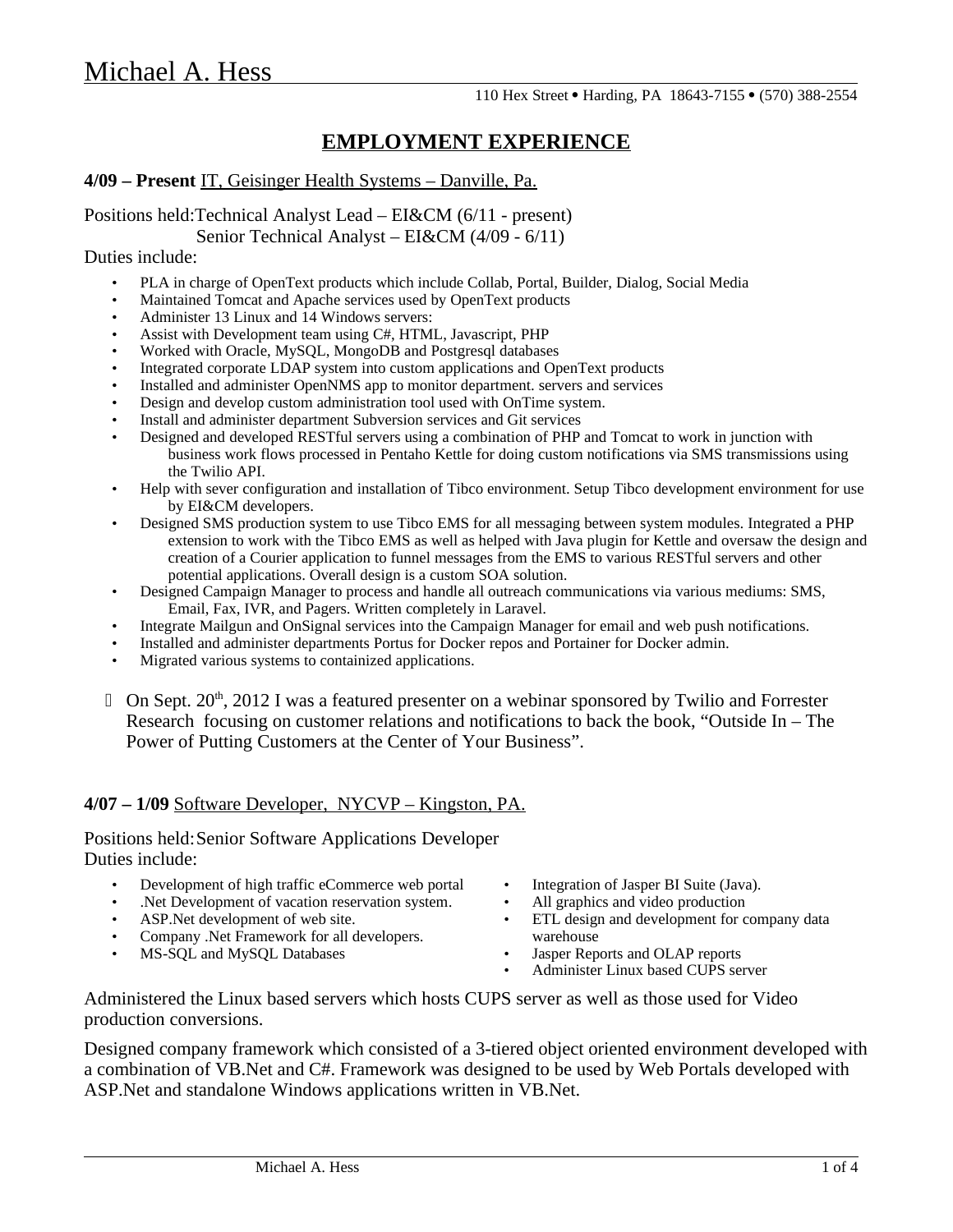# Michael A. Hess

110 Hex Street • Harding, PA 18643-7155 • (570) 388-2554

## EMPLOYMENT EXPERIENCE

**4/09 – Present** IT, Geisinger Health Systems – Danville, Pa.

Positions held: Technical Analyst Lead – EI&CM (6/11 - present)
Senior Technical Analyst – EI&CM (4/09 - 6/11)

Duties include:

- PLA in charge of OpenText products which include Collab, Portal, Builder, Dialog, Social Media
- Maintained Tomcat and Apache services used by OpenText products
- Administer 13 Linux and 14 Windows servers:
- Assist with Development team using C#, HTML, Javascript, PHP
- Worked with Oracle, MySQL, MongoDB and Postgresql databases
- Integrated corporate LDAP system into custom applications and OpenText products
- Installed and administer OpenNMS app to monitor department. servers and services
- Design and develop custom administration tool used with OnTime system.
- Install and administer department Subversion services and Git services
- Designed and developed RESTful servers using a combination of PHP and Tomcat to work in junction with business work flows processed in Pentaho Kettle for doing custom notifications via SMS transmissions using the Twilio API.
- Help with sever configuration and installation of Tibco environment. Setup Tibco development environment for use by EI&CM developers.
- Designed SMS production system to use Tibco EMS for all messaging between system modules. Integrated a PHP extension to work with the Tibco EMS as well as helped with Java plugin for Kettle and oversaw the design and creation of a Courier application to funnel messages from the EMS to various RESTful servers and other potential applications. Overall design is a custom SOA solution.
- Designed Campaign Manager to process and handle all outreach communications via various mediums: SMS, Email, Fax, IVR, and Pagers. Written completely in Laravel.
- Integrate Mailgun and OnSignal services into the Campaign Manager for email and web push notifications.
- Installed and administer departments Portus for Docker repos and Portainer for Docker admin.
- Migrated various systems to containized applications.

- On Sept. 20th, 2012 I was a featured presenter on a webinar sponsored by Twilio and Forrester Research focusing on customer relations and notifications to back the book, “Outside In – The Power of Putting Customers at the Center of Your Business”.

**4/07 – 1/09** Software Developer, NYCVP – Kingston, PA.

Positions held: Senior Software Applications Developer

Duties include:

- Development of high traffic eCommerce web portal
- .Net Development of vacation reservation system.
- ASP.Net development of web site.
- Company .Net Framework for all developers.
- MS-SQL and MySQL Databases
- Integration of Jasper BI Suite (Java).
- All graphics and video production
- ETL design and development for company data warehouse
- Jasper Reports and OLAP reports
- Administer Linux based CUPS server

Administered the Linux based servers which hosts CUPS server as well as those used for Video production conversions.

Designed company framework which consisted of a 3-tiered object oriented environment developed with a combination of VB.Net and C#. Framework was designed to be used by Web Portals developed with ASP.Net and standalone Windows applications written in VB.Net.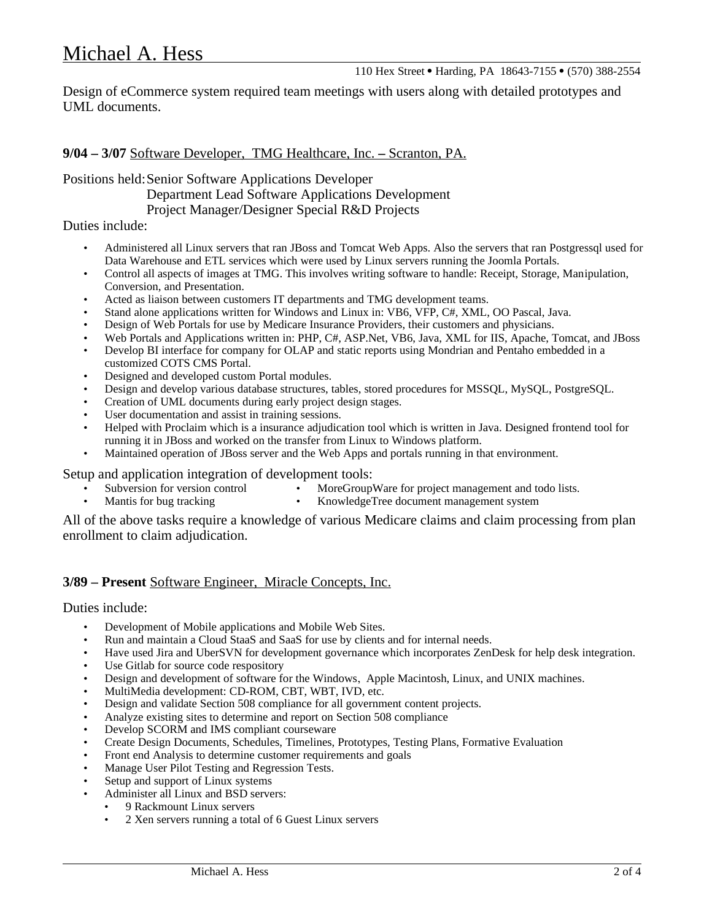Design of eCommerce system required team meetings with users along with detailed prototypes and UML documents.

**9/04 – 3/07** Software Developer, TMG Healthcare, Inc. – Scranton, PA.

Positions held: Senior Software Applications Developer
Department Lead Software Applications Development
Project Manager/Designer Special R&D Projects

Duties include:

- Administered all Linux servers that ran JBoss and Tomcat Web Apps. Also the servers that ran Postgressql used for Data Warehouse and ETL services which were used by Linux servers running the Joomla Portals.
- Control all aspects of images at TMG. This involves writing software to handle: Receipt, Storage, Manipulation, Conversion, and Presentation.
- Acted as liaison between customers IT departments and TMG development teams.
- Stand alone applications written for Windows and Linux in: VB6, VFP, C#, XML, OO Pascal, Java.
- Design of Web Portals for use by Medicare Insurance Providers, their customers and physicians.
- Web Portals and Applications written in: PHP, C#, ASP.Net, VB6, Java, XML for IIS, Apache, Tomcat, and JBoss
- Develop BI interface for company for OLAP and static reports using Mondrian and Pentaho embedded in a customized COTS CMS Portal.
- Designed and developed custom Portal modules.
- Design and develop various database structures, tables, stored procedures for MSSQL, MySQL, PostgreSQL.
- Creation of UML documents during early project design stages.
- User documentation and assist in training sessions.
- Helped with Proclaim which is a insurance adjudication tool which is written in Java. Designed frontend tool for running it in JBoss and worked on the transfer from Linux to Windows platform.
- Maintained operation of JBoss server and the Web Apps and portals running in that environment.

Setup and application integration of development tools:

- Subversion for version control
- Mantis for bug tracking
- MoreGroupWare for project management and todo lists.
- KnowledgeTree document management system

All of the above tasks require a knowledge of various Medicare claims and claim processing from plan enrollment to claim adjudication.

**3/89 – Present** Software Engineer, Miracle Concepts, Inc.

Duties include:

- Development of Mobile applications and Mobile Web Sites.
- Run and maintain a Cloud StaaS and SaaS for use by clients and for internal needs.
- Have used Jira and UberSVN for development governance which incorporates ZenDesk for help desk integration.
- Use Gitlab for source code respository
- Design and development of software for the Windows, Apple Macintosh, Linux, and UNIX machines.
- MultiMedia development: CD-ROM, CBT, WBT, IVD, etc.
- Design and validate Section 508 compliance for all government content projects.
- Analyze existing sites to determine and report on Section 508 compliance
- Develop SCORM and IMS compliant courseware
- Create Design Documents, Schedules, Timelines, Prototypes, Testing Plans, Formative Evaluation
- Front end Analysis to determine customer requirements and goals
- Manage User Pilot Testing and Regression Tests.
- Setup and support of Linux systems
- Administer all Linux and BSD servers:
  - 9 Rackmount Linux servers
  - 2 Xen servers running a total of 6 Guest Linux servers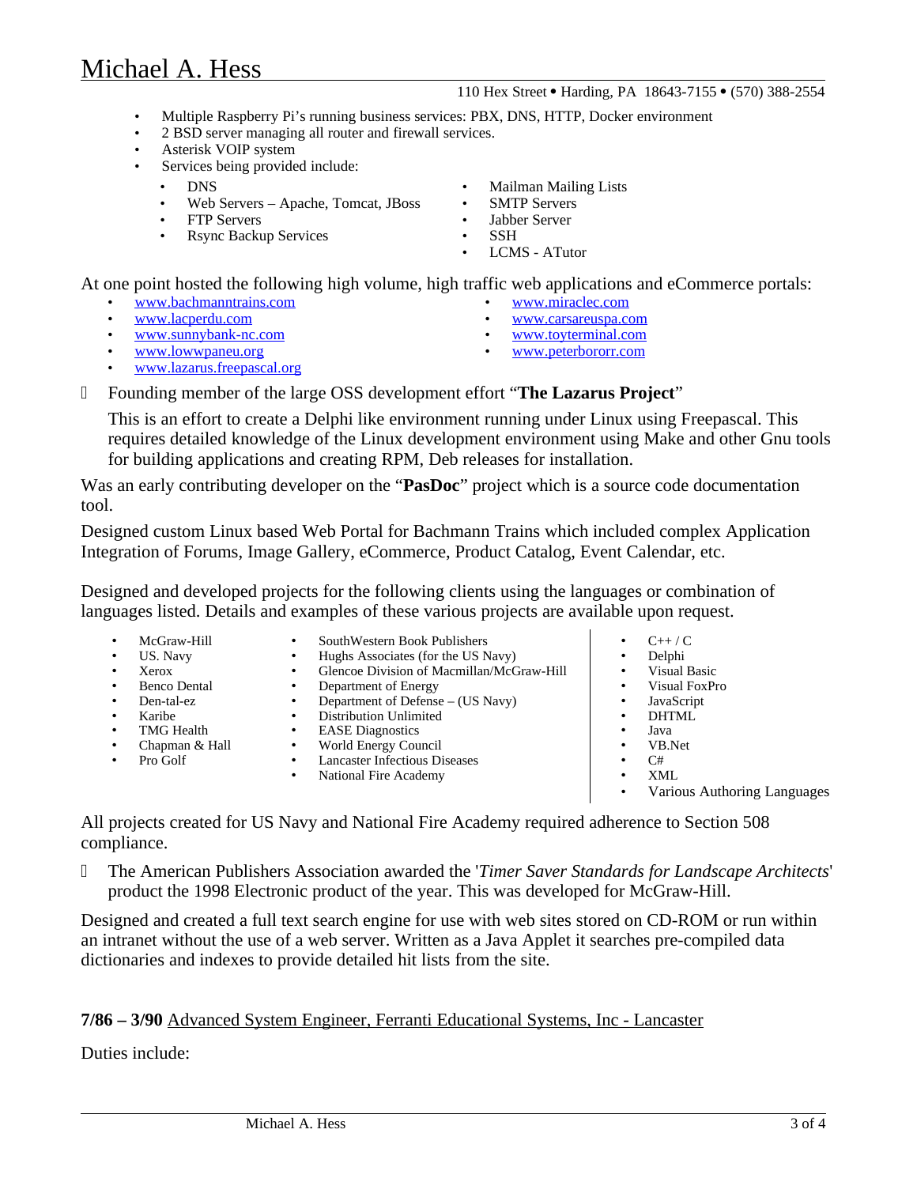- Multiple Raspberry Pi's running business services: PBX, DNS, HTTP, Docker environment
- 2 BSD server managing all router and firewall services.
- Asterisk VOIP system
- Services being provided include:
    - DNS
    - Web Servers – Apache, Tomcat, JBoss
    - FTP Servers
    - Rsync Backup Services
    - Mailman Mailing Lists
    - SMTP Servers
    - Jabber Server
    - SSH
    - LCMS - ATutor

At one point hosted the following high volume, high traffic web applications and eCommerce portals:

- www.bachmanntrains.com
- www.lacperdu.com
- www.sunnybank-nc.com
- www.lowwpaneu.org
- www.lazarus.freepascal.org
- www.miraclec.com
- www.carsareuspa.com
- www.toyterminal.com
- www.peterbororr.com

- Founding member of the large OSS development effort "**The Lazarus Project**"

  This is an effort to create a Delphi like environment running under Linux using Freepascal. This requires detailed knowledge of the Linux development environment using Make and other Gnu tools for building applications and creating RPM, Deb releases for installation.

Was an early contributing developer on the "**PasDoc**" project which is a source code documentation tool.

Designed custom Linux based Web Portal for Bachmann Trains which included complex Application Integration of Forums, Image Gallery, eCommerce, Product Catalog, Event Calendar, etc.

Designed and developed projects for the following clients using the languages or combination of languages listed. Details and examples of these various projects are available upon request.

- McGraw-Hill
- US. Navy
- Xerox
- Benco Dental
- Den-tal-ez
- Karibe
- TMG Health
- Chapman & Hall
- Pro Golf
- SouthWestern Book Publishers
- Hughs Associates (for the US Navy)
- Glencoe Division of Macmillan/McGraw-Hill
- Department of Energy
- Department of Defense – (US Navy)
- Distribution Unlimited
- EASE Diagnostics
- World Energy Council
- Lancaster Infectious Diseases
- National Fire Academy

- C++ / C
- Delphi
- Visual Basic
- Visual FoxPro
- JavaScript
- DHTML
- Java
- VB.Net
- C#
- XML
- Various Authoring Languages

All projects created for US Navy and National Fire Academy required adherence to Section 508 compliance.

- The American Publishers Association awarded the '*Timer Saver Standards for Landscape Architects*' product the 1998 Electronic product of the year. This was developed for McGraw-Hill.

Designed and created a full text search engine for use with web sites stored on CD-ROM or run within an intranet without the use of a web server. Written as a Java Applet it searches pre-compiled data dictionaries and indexes to provide detailed hit lists from the site.

**7/86 – 3/90** Advanced System Engineer, Ferranti Educational Systems, Inc - Lancaster

Duties include: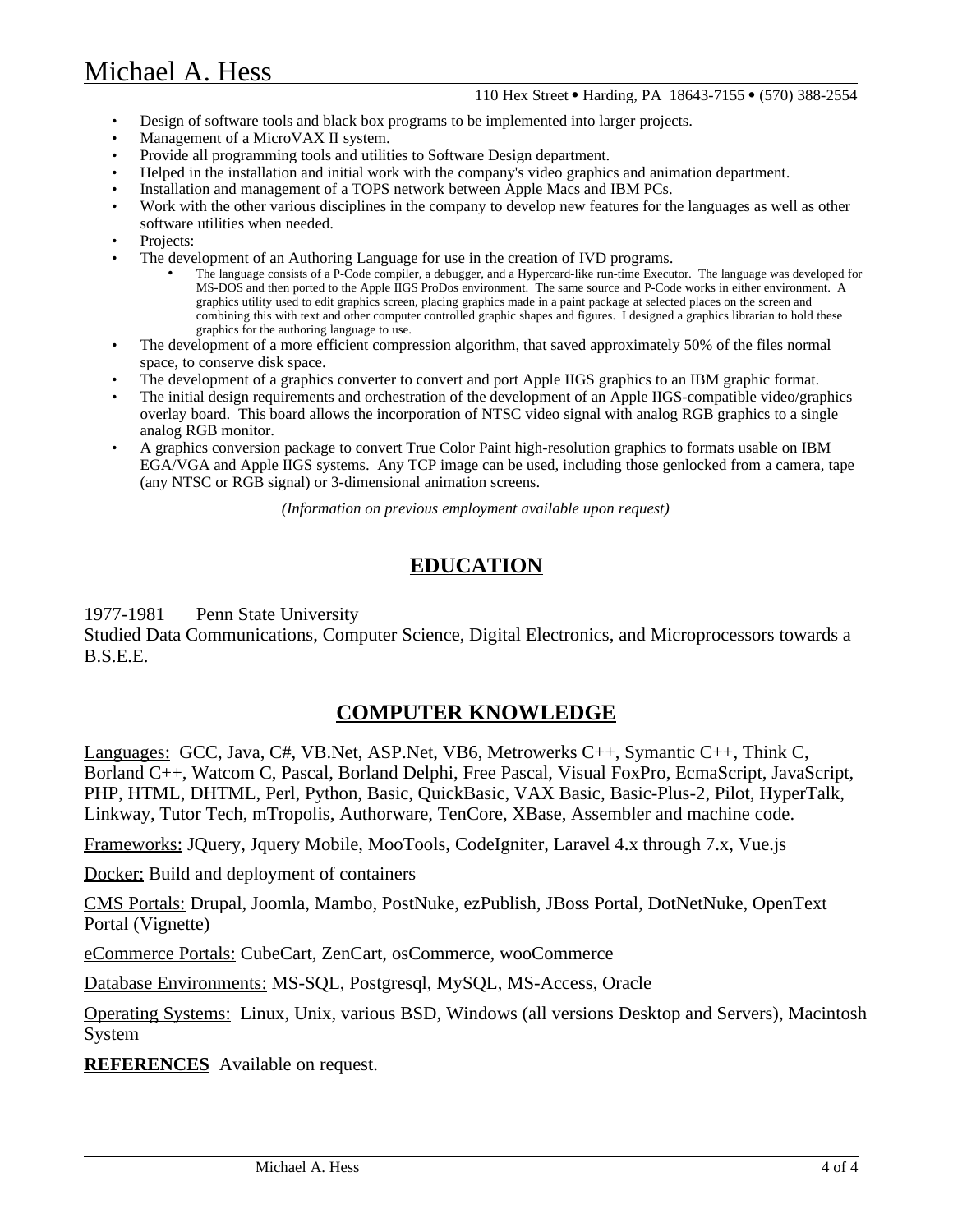- Design of software tools and black box programs to be implemented into larger projects.
- Management of a MicroVAX II system.
- Provide all programming tools and utilities to Software Design department.
- Helped in the installation and initial work with the company's video graphics and animation department.
- Installation and management of a TOPS network between Apple Macs and IBM PCs.
- Work with the other various disciplines in the company to develop new features for the languages as well as other software utilities when needed.
- Projects:
- The development of an Authoring Language for use in the creation of IVD programs.
    - The language consists of a P-Code compiler, a debugger, and a Hypercard-like run-time Executor. The language was developed for MS-DOS and then ported to the Apple IIGS ProDos environment. The same source and P-Code works in either environment. A graphics utility used to edit graphics screen, placing graphics made in a paint package at selected places on the screen and combining this with text and other computer controlled graphic shapes and figures. I designed a graphics librarian to hold these graphics for the authoring language to use.
- The development of a more efficient compression algorithm, that saved approximately 50% of the files normal space, to conserve disk space.
- The development of a graphics converter to convert and port Apple IIGS graphics to an IBM graphic format.
- The initial design requirements and orchestration of the development of an Apple IIGS-compatible video/graphics overlay board. This board allows the incorporation of NTSC video signal with analog RGB graphics to a single analog RGB monitor.
- A graphics conversion package to convert True Color Paint high-resolution graphics to formats usable on IBM EGA/VGA and Apple IIGS systems. Any TCP image can be used, including those genlocked from a camera, tape (any NTSC or RGB signal) or 3-dimensional animation screens.

*(Information on previous employment available upon request)*

## EDUCATION

1977-1981 Penn State University
Studied Data Communications, Computer Science, Digital Electronics, and Microprocessors towards a B.S.E.E.

## COMPUTER KNOWLEDGE

Languages: GCC, Java, C#, VB.Net, ASP.Net, VB6, Metrowerks C++, Symantic C++, Think C, Borland C++, Watcom C, Pascal, Borland Delphi, Free Pascal, Visual FoxPro, EcmaScript, JavaScript, PHP, HTML, DHTML, Perl, Python, Basic, QuickBasic, VAX Basic, Basic-Plus-2, Pilot, HyperTalk, Linkway, Tutor Tech, mTropolis, Authorware, TenCore, XBase, Assembler and machine code.

Frameworks: JQuery, Jquery Mobile, MooTools, CodeIgniter, Laravel 4.x through 7.x, Vue.js

Docker: Build and deployment of containers

CMS Portals: Drupal, Joomla, Mambo, PostNuke, ezPublish, JBoss Portal, DotNetNuke, OpenText Portal (Vignette)

eCommerce Portals: CubeCart, ZenCart, osCommerce, wooCommerce

Database Environments: MS-SQL, Postgresql, MySQL, MS-Access, Oracle

Operating Systems: Linux, Unix, various BSD, Windows (all versions Desktop and Servers), Macintosh System

**REFERENCES** Available on request.